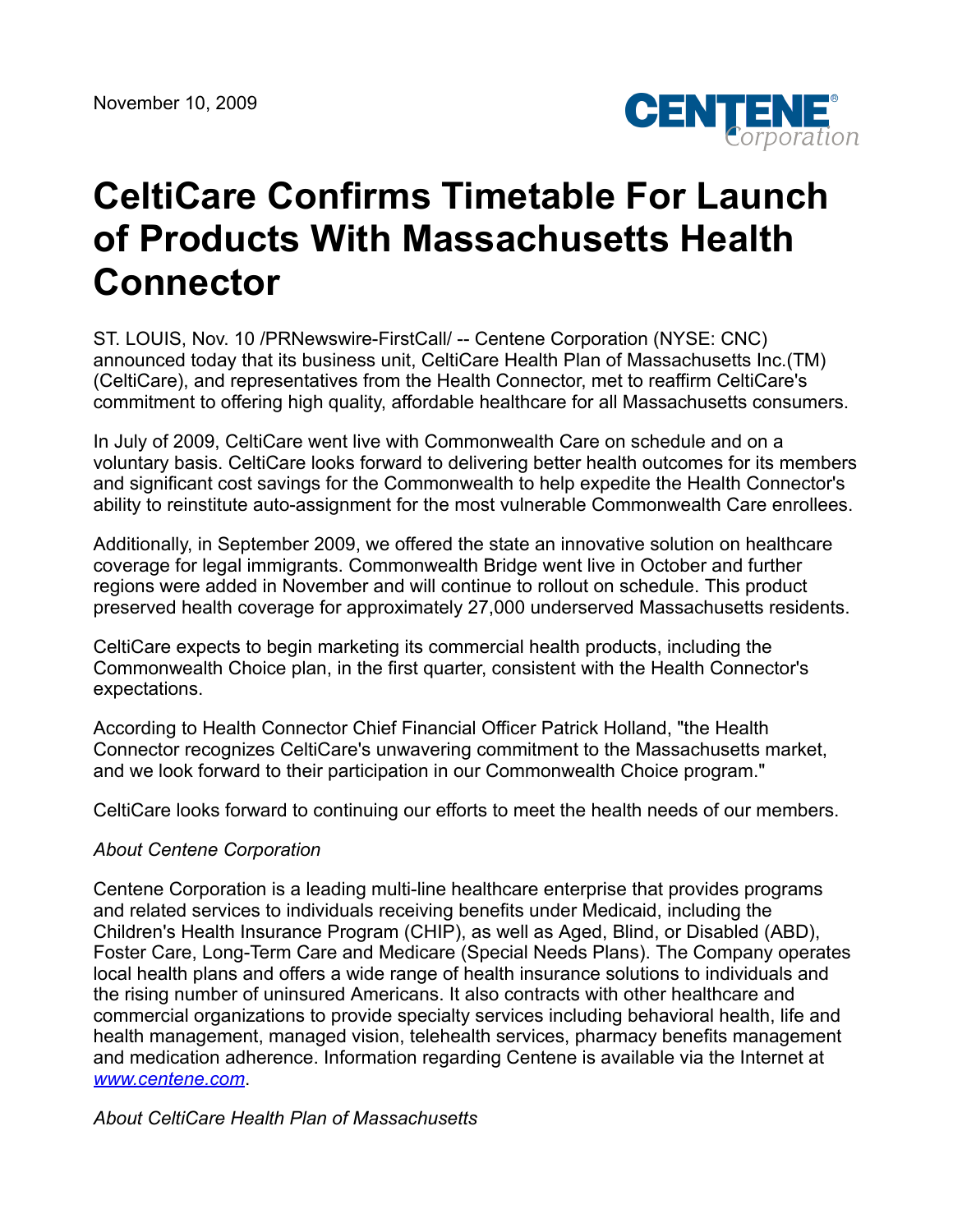November 10, 2009

# CeltiCare Confirms Timetable For Launch of Products With Massachusetts Health Connector

ST. LOUIS, Nov. 10 /PRNewswire-FirstCall/ -- Centene Corporation (NYSE: CNC) announced today that its business unit, CeltiCare Health Plan of Massachusetts Inc.(TM) (CeltiCare), and representatives from the Health Connector, met to reaffirm CeltiCare's commitment to offering high quality, affordable healthcare for all Massachusetts consumers.

In July of 2009, CeltiCare went live with Commonwealth Care on schedule and on a voluntary basis. CeltiCare looks forward to delivering better health outcomes for its members and significant cost savings for the Commonwealth to help expedite the Health Connector's ability to reinstitute auto-assignment for the most vulnerable Commonwealth Care enrollees.

Additionally, in September 2009, we offered the state an innovative solution on healthcare coverage for legal immigrants. Commonwealth Bridge went live in October and further regions were added in November and will continue to rollout on schedule. This product preserved health coverage for approximately 27,000 underserved Massachusetts residents.

CeltiCare expects to begin marketing its commercial health products, including the Commonwealth Choice plan, in the first quarter, consistent with the Health Connector's expectations.

According to Health Connector Chief Financial Officer Patrick Holland, "the Health Connector recognizes CeltiCare's unwavering commitment to the Massachusetts market, and we look forward to their participation in our Commonwealth Choice program."

CeltiCare looks forward to continuing our efforts to meet the health needs of our members.

*About Centene Corporation*

Centene Corporation is a leading multi-line healthcare enterprise that provides programs and related services to individuals receiving benefits under Medicaid, including the Children's Health Insurance Program (CHIP), as well as Aged, Blind, or Disabled (ABD), Foster Care, Long-Term Care and Medicare (Special Needs Plans). The Company operates local health plans and offers a wide range of health insurance solutions to individuals and the rising number of uninsured Americans. It also contracts with other healthcare and commercial organizations to provide specialty services including behavioral health, life and health management, managed vision, telehealth services, pharmacy benefits management and medication adherence. Information regarding Centene is available via the Internet at [www.centene.com](http://www.centene.com).

*About CeltiCare Health Plan of Massachusetts*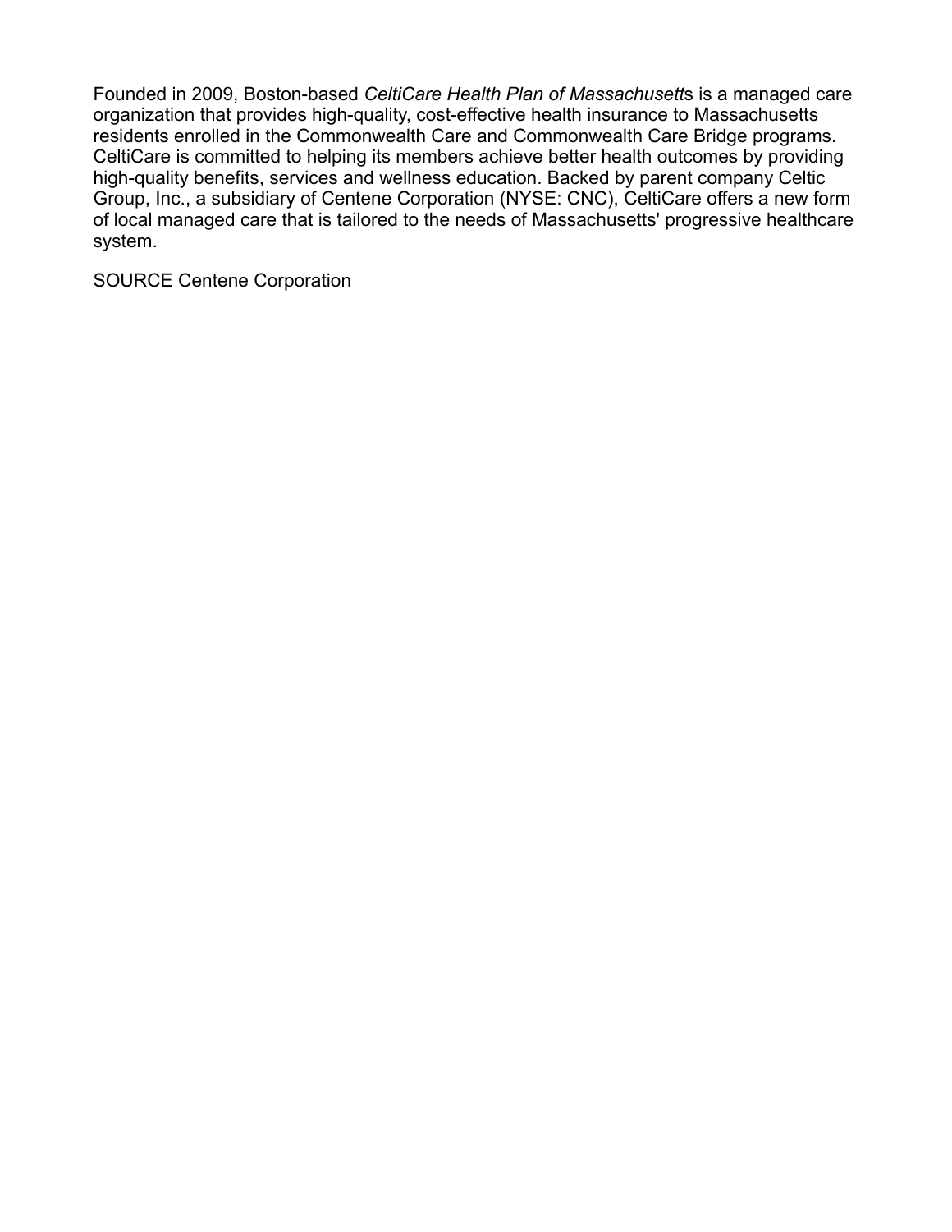Founded in 2009, Boston-based *CeltiCare Health Plan of Massachusett*s is a managed care organization that provides high-quality, cost-effective health insurance to Massachusetts residents enrolled in the Commonwealth Care and Commonwealth Care Bridge programs. CeltiCare is committed to helping its members achieve better health outcomes by providing high-quality benefits, services and wellness education. Backed by parent company Celtic Group, Inc., a subsidiary of Centene Corporation (NYSE: CNC), CeltiCare offers a new form of local managed care that is tailored to the needs of Massachusetts' progressive healthcare system.

SOURCE Centene Corporation